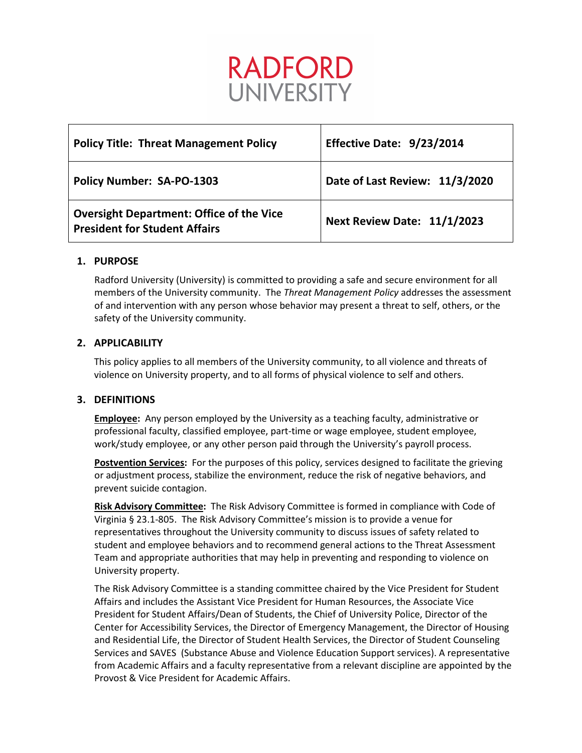RADFORD UNIVERSITY

| Policy Title: Threat Management Policy | Effective Date: 9/23/2014 |
|---|---|
| Policy Number: SA-PO-1303 | Date of Last Review: 11/3/2020 |
| Oversight Department: Office of the Vice President for Student Affairs | Next Review Date: 11/1/2023 |

## 1. PURPOSE

Radford University (University) is committed to providing a safe and secure environment for all members of the University community. The *Threat Management Policy* addresses the assessment of and intervention with any person whose behavior may present a threat to self, others, or the safety of the University community.

## 2. APPLICABILITY

This policy applies to all members of the University community, to all violence and threats of violence on University property, and to all forms of physical violence to self and others.

## 3. DEFINITIONS

**Employee:** Any person employed by the University as a teaching faculty, administrative or professional faculty, classified employee, part-time or wage employee, student employee, work/study employee, or any other person paid through the University's payroll process.

**Postvention Services:** For the purposes of this policy, services designed to facilitate the grieving or adjustment process, stabilize the environment, reduce the risk of negative behaviors, and prevent suicide contagion.

**Risk Advisory Committee:** The Risk Advisory Committee is formed in compliance with Code of Virginia § 23.1-805. The Risk Advisory Committee's mission is to provide a venue for representatives throughout the University community to discuss issues of safety related to student and employee behaviors and to recommend general actions to the Threat Assessment Team and appropriate authorities that may help in preventing and responding to violence on University property.

The Risk Advisory Committee is a standing committee chaired by the Vice President for Student Affairs and includes the Assistant Vice President for Human Resources, the Associate Vice President for Student Affairs/Dean of Students, the Chief of University Police, Director of the Center for Accessibility Services, the Director of Emergency Management, the Director of Housing and Residential Life, the Director of Student Health Services, the Director of Student Counseling Services and SAVES (Substance Abuse and Violence Education Support services). A representative from Academic Affairs and a faculty representative from a relevant discipline are appointed by the Provost & Vice President for Academic Affairs.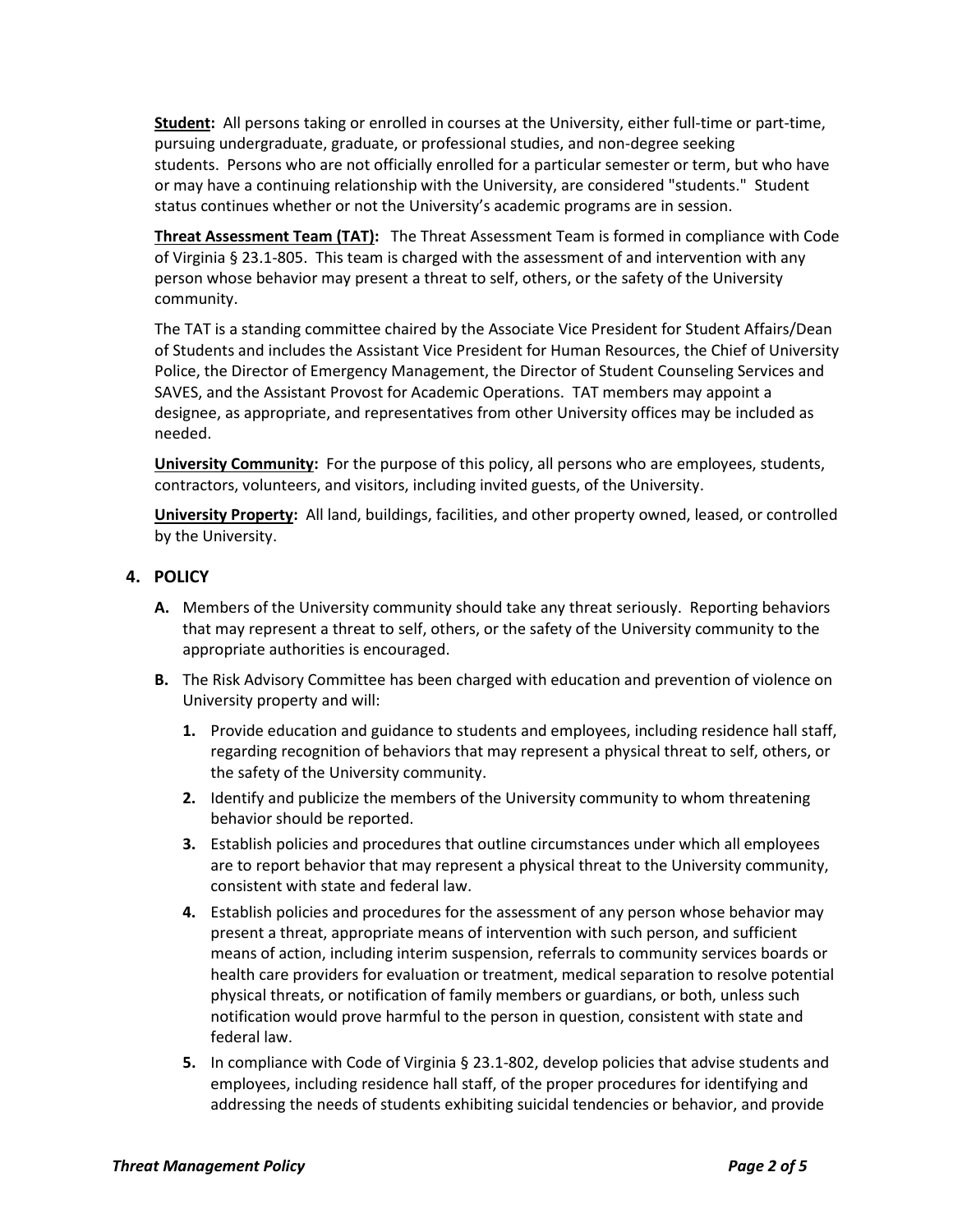**Student:** All persons taking or enrolled in courses at the University, either full-time or part-time, pursuing undergraduate, graduate, or professional studies, and non-degree seeking students. Persons who are not officially enrolled for a particular semester or term, but who have or may have a continuing relationship with the University, are considered "students." Student status continues whether or not the University's academic programs are in session.

**Threat Assessment Team (TAT):** The Threat Assessment Team is formed in compliance with Code of Virginia § 23.1-805. This team is charged with the assessment of and intervention with any person whose behavior may present a threat to self, others, or the safety of the University community.

The TAT is a standing committee chaired by the Associate Vice President for Student Affairs/Dean of Students and includes the Assistant Vice President for Human Resources, the Chief of University Police, the Director of Emergency Management, the Director of Student Counseling Services and SAVES, and the Assistant Provost for Academic Operations. TAT members may appoint a designee, as appropriate, and representatives from other University offices may be included as needed.

**University Community:** For the purpose of this policy, all persons who are employees, students, contractors, volunteers, and visitors, including invited guests, of the University.

**University Property:** All land, buildings, facilities, and other property owned, leased, or controlled by the University.

## 4. POLICY

**A.** Members of the University community should take any threat seriously. Reporting behaviors that may represent a threat to self, others, or the safety of the University community to the appropriate authorities is encouraged.

**B.** The Risk Advisory Committee has been charged with education and prevention of violence on University property and will:

1. Provide education and guidance to students and employees, including residence hall staff, regarding recognition of behaviors that may represent a physical threat to self, others, or the safety of the University community.
2. Identify and publicize the members of the University community to whom threatening behavior should be reported.
3. Establish policies and procedures that outline circumstances under which all employees are to report behavior that may represent a physical threat to the University community, consistent with state and federal law.
4. Establish policies and procedures for the assessment of any person whose behavior may present a threat, appropriate means of intervention with such person, and sufficient means of action, including interim suspension, referrals to community services boards or health care providers for evaluation or treatment, medical separation to resolve potential physical threats, or notification of family members or guardians, or both, unless such notification would prove harmful to the person in question, consistent with state and federal law.
5. In compliance with Code of Virginia § 23.1-802, develop policies that advise students and employees, including residence hall staff, of the proper procedures for identifying and addressing the needs of students exhibiting suicidal tendencies or behavior, and provide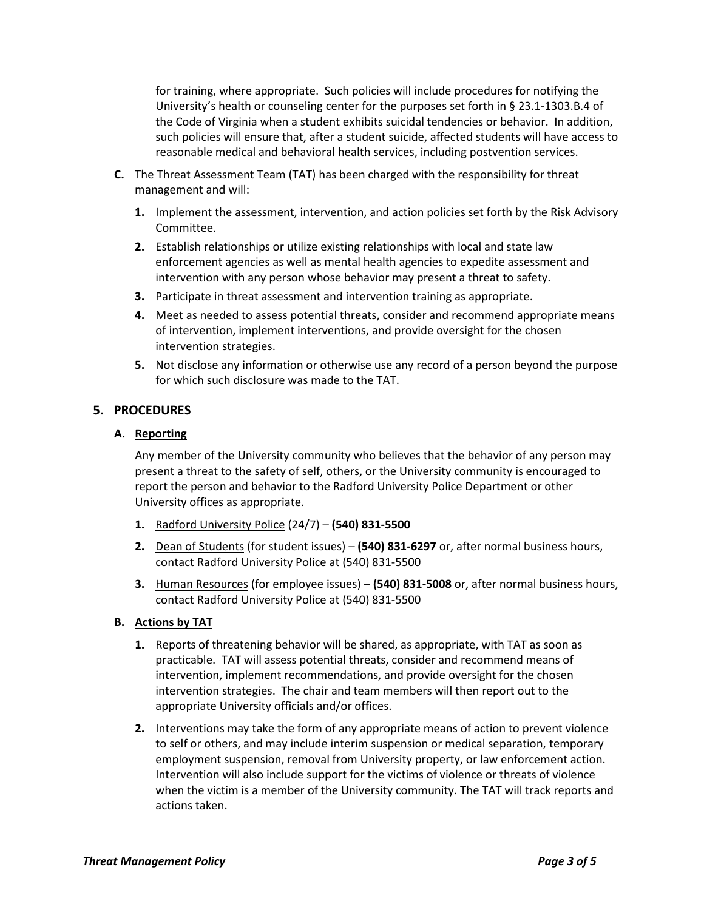for training, where appropriate. Such policies will include procedures for notifying the University's health or counseling center for the purposes set forth in § 23.1-1303.B.4 of the Code of Virginia when a student exhibits suicidal tendencies or behavior. In addition, such policies will ensure that, after a student suicide, affected students will have access to reasonable medical and behavioral health services, including postvention services.

**C.** The Threat Assessment Team (TAT) has been charged with the responsibility for threat management and will:

1. Implement the assessment, intervention, and action policies set forth by the Risk Advisory Committee.
2. Establish relationships or utilize existing relationships with local and state law enforcement agencies as well as mental health agencies to expedite assessment and intervention with any person whose behavior may present a threat to safety.
3. Participate in threat assessment and intervention training as appropriate.
4. Meet as needed to assess potential threats, consider and recommend appropriate means of intervention, implement interventions, and provide oversight for the chosen intervention strategies.
5. Not disclose any information or otherwise use any record of a person beyond the purpose for which such disclosure was made to the TAT.

## 5. PROCEDURES

### A. Reporting

Any member of the University community who believes that the behavior of any person may present a threat to the safety of self, others, or the University community is encouraged to report the person and behavior to the Radford University Police Department or other University offices as appropriate.

1. Radford University Police (24/7) – **(540) 831-5500**
2. Dean of Students (for student issues) – **(540) 831-6297** or, after normal business hours, contact Radford University Police at (540) 831-5500
3. Human Resources (for employee issues) – **(540) 831-5008** or, after normal business hours, contact Radford University Police at (540) 831-5500

### B. Actions by TAT

1. Reports of threatening behavior will be shared, as appropriate, with TAT as soon as practicable. TAT will assess potential threats, consider and recommend means of intervention, implement recommendations, and provide oversight for the chosen intervention strategies. The chair and team members will then report out to the appropriate University officials and/or offices.
2. Interventions may take the form of any appropriate means of action to prevent violence to self or others, and may include interim suspension or medical separation, temporary employment suspension, removal from University property, or law enforcement action. Intervention will also include support for the victims of violence or threats of violence when the victim is a member of the University community. The TAT will track reports and actions taken.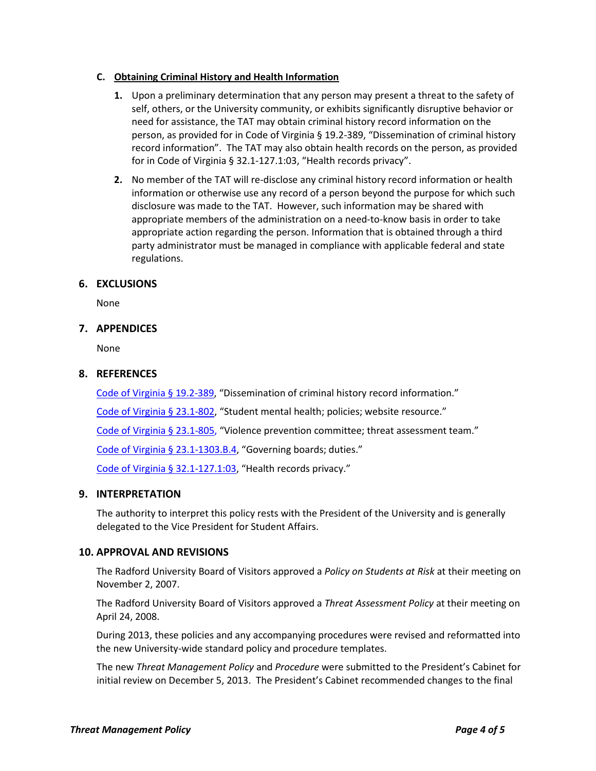### C. Obtaining Criminal History and Health Information

1. Upon a preliminary determination that any person may present a threat to the safety of self, others, or the University community, or exhibits significantly disruptive behavior or need for assistance, the TAT may obtain criminal history record information on the person, as provided for in Code of Virginia § 19.2-389, "Dissemination of criminal history record information". The TAT may also obtain health records on the person, as provided for in Code of Virginia § 32.1-127.1:03, "Health records privacy".

2. No member of the TAT will re-disclose any criminal history record information or health information or otherwise use any record of a person beyond the purpose for which such disclosure was made to the TAT. However, such information may be shared with appropriate members of the administration on a need-to-know basis in order to take appropriate action regarding the person. Information that is obtained through a third party administrator must be managed in compliance with applicable federal and state regulations.

## 6. EXCLUSIONS

None

## 7. APPENDICES

None

## 8. REFERENCES

Code of Virginia § 19.2-389, "Dissemination of criminal history record information."

Code of Virginia § 23.1-802, "Student mental health; policies; website resource."

Code of Virginia § 23.1-805, "Violence prevention committee; threat assessment team."

Code of Virginia § 23.1-1303.B.4, "Governing boards; duties."

Code of Virginia § 32.1-127.1:03, "Health records privacy."

## 9. INTERPRETATION

The authority to interpret this policy rests with the President of the University and is generally delegated to the Vice President for Student Affairs.

## 10. APPROVAL AND REVISIONS

The Radford University Board of Visitors approved a *Policy on Students at Risk* at their meeting on November 2, 2007.

The Radford University Board of Visitors approved a *Threat Assessment Policy* at their meeting on April 24, 2008.

During 2013, these policies and any accompanying procedures were revised and reformatted into the new University-wide standard policy and procedure templates.

The new *Threat Management Policy* and *Procedure* were submitted to the President's Cabinet for initial review on December 5, 2013. The President's Cabinet recommended changes to the final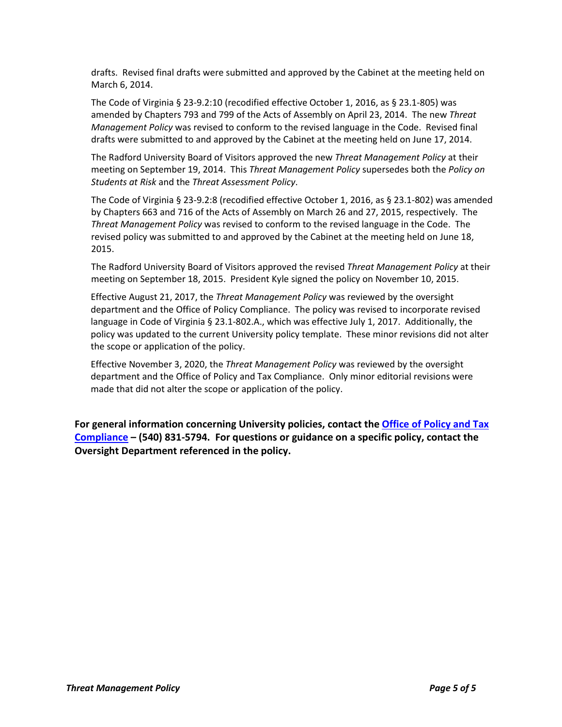drafts. Revised final drafts were submitted and approved by the Cabinet at the meeting held on March 6, 2014.

The Code of Virginia § 23-9.2:10 (recodified effective October 1, 2016, as § 23.1-805) was amended by Chapters 793 and 799 of the Acts of Assembly on April 23, 2014. The new *Threat Management Policy* was revised to conform to the revised language in the Code. Revised final drafts were submitted to and approved by the Cabinet at the meeting held on June 17, 2014.

The Radford University Board of Visitors approved the new *Threat Management Policy* at their meeting on September 19, 2014. This *Threat Management Policy* supersedes both the *Policy on Students at Risk* and the *Threat Assessment Policy*.

The Code of Virginia § 23-9.2:8 (recodified effective October 1, 2016, as § 23.1-802) was amended by Chapters 663 and 716 of the Acts of Assembly on March 26 and 27, 2015, respectively. The *Threat Management Policy* was revised to conform to the revised language in the Code. The revised policy was submitted to and approved by the Cabinet at the meeting held on June 18, 2015.

The Radford University Board of Visitors approved the revised *Threat Management Policy* at their meeting on September 18, 2015. President Kyle signed the policy on November 10, 2015.

Effective August 21, 2017, the *Threat Management Policy* was reviewed by the oversight department and the Office of Policy Compliance. The policy was revised to incorporate revised language in Code of Virginia § 23.1-802.A., which was effective July 1, 2017. Additionally, the policy was updated to the current University policy template. These minor revisions did not alter the scope or application of the policy.

Effective November 3, 2020, the *Threat Management Policy* was reviewed by the oversight department and the Office of Policy and Tax Compliance. Only minor editorial revisions were made that did not alter the scope or application of the policy.

**For general information concerning University policies, contact the Office of Policy and Tax Compliance – (540) 831-5794. For questions or guidance on a specific policy, contact the Oversight Department referenced in the policy.**